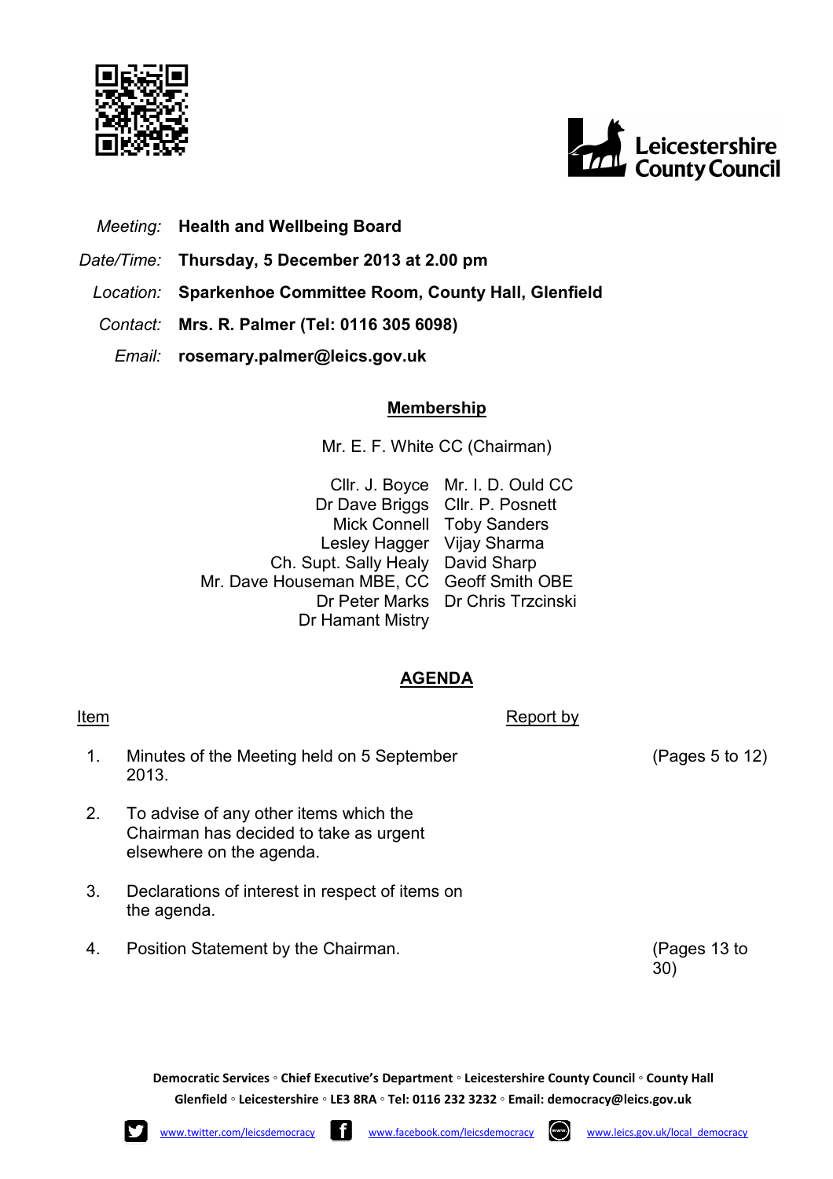Leicestershire County Council

*Meeting:* **Health and Wellbeing Board**

*Date/Time:* **Thursday, 5 December 2013 at 2.00 pm**

*Location:* **Sparkenhoe Committee Room, County Hall, Glenfield**

*Contact:* **Mrs. R. Palmer (Tel: 0116 305 6098)**

*Email:* **rosemary.palmer@leics.gov.uk**

## Membership

Mr. E. F. White CC (Chairman)

| | |
|---|---|
| Cllr. J. Boyce | Mr. I. D. Ould CC |
| Dr Dave Briggs | Cllr. P. Posnett |
| Mick Connell | Toby Sanders |
| Lesley Hagger | Vijay Sharma |
| Ch. Supt. Sally Healy | David Sharp |
| Mr. Dave Houseman MBE, CC | Geoff Smith OBE |
| Dr Peter Marks | Dr Chris Trzcinski |
| Dr Hamant Mistry | |

## AGENDA

| Item | | Report by | |
|---|---|---|---|
| 1. | Minutes of the Meeting held on 5 September 2013. | | (Pages 5 to 12) |
| 2. | To advise of any other items which the Chairman has decided to take as urgent elsewhere on the agenda. | | |
| 3. | Declarations of interest in respect of items on the agenda. | | |
| 4. | Position Statement by the Chairman. | | (Pages 13 to 30) |

**Democratic Services ◦ Chief Executive's Department ◦ Leicestershire County Council ◦ County Hall Glenfield ◦ Leicestershire ◦ LE3 8RA ◦ Tel: 0116 232 3232 ◦ Email: democracy@leics.gov.uk**

www.twitter.com/leicsdemocracy www.facebook.com/leicsdemocracy www.leics.gov.uk/local_democracy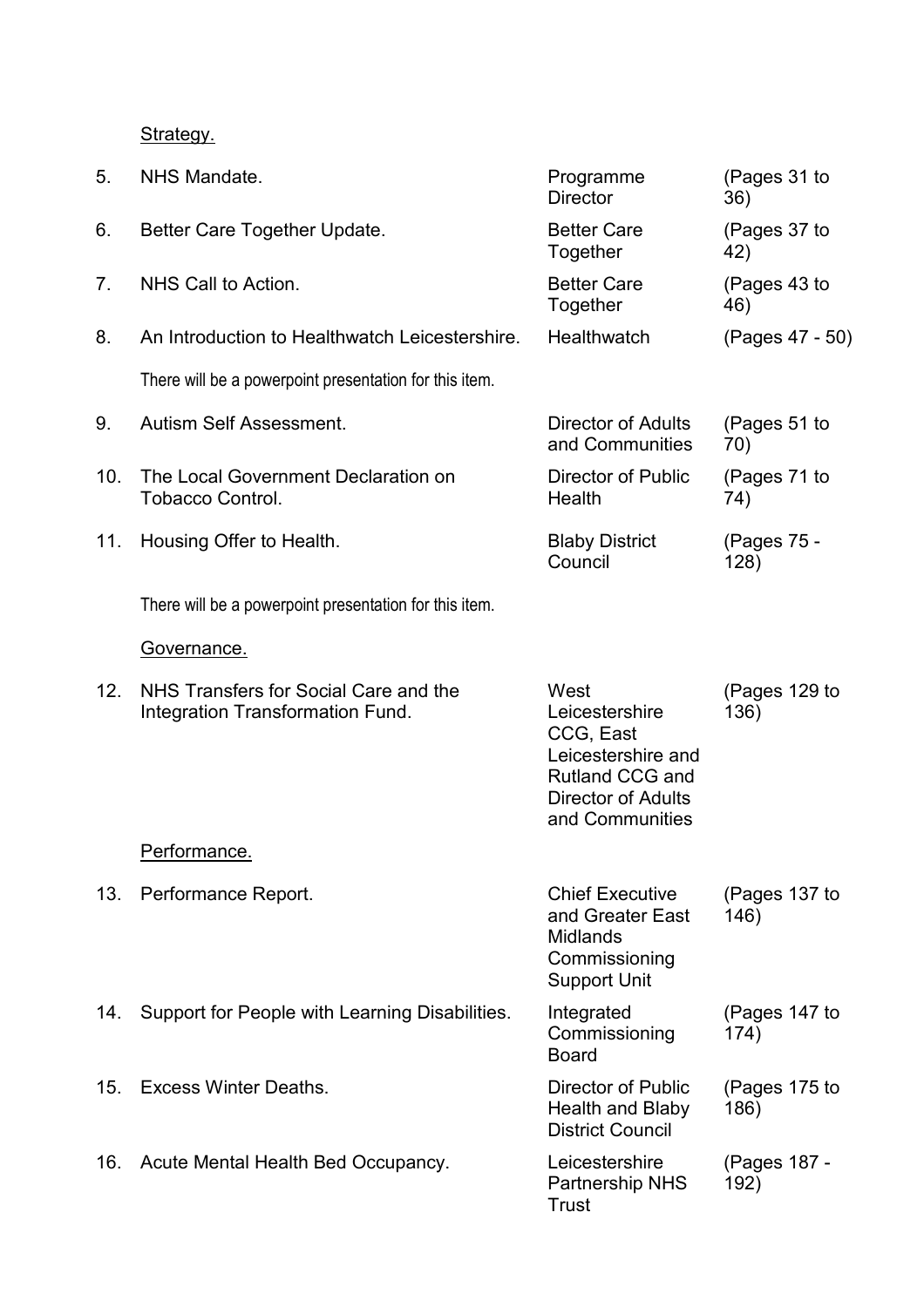Strategy.

| | | | |
|---|---|---|---|
| 5. | NHS Mandate. | Programme Director | (Pages 31 to 36) |
| 6. | Better Care Together Update. | Better Care Together | (Pages 37 to 42) |
| 7. | NHS Call to Action. | Better Care Together | (Pages 43 to 46) |
| 8. | An Introduction to Healthwatch Leicestershire. | Healthwatch | (Pages 47 - 50) |
| | There will be a powerpoint presentation for this item. | | |
| 9. | Autism Self Assessment. | Director of Adults and Communities | (Pages 51 to 70) |
| 10. | The Local Government Declaration on Tobacco Control. | Director of Public Health | (Pages 71 to 74) |
| 11. | Housing Offer to Health. | Blaby District Council | (Pages 75 - 128) |
| | There will be a powerpoint presentation for this item. | | |

Governance.

| | | | |
|---|---|---|---|
| 12. | NHS Transfers for Social Care and the Integration Transformation Fund. | West Leicestershire CCG, East Leicestershire and Rutland CCG and Director of Adults and Communities | (Pages 129 to 136) |

Performance.

| | | | |
|---|---|---|---|
| 13. | Performance Report. | Chief Executive and Greater East Midlands Commissioning Support Unit | (Pages 137 to 146) |
| 14. | Support for People with Learning Disabilities. | Integrated Commissioning Board | (Pages 147 to 174) |
| 15. | Excess Winter Deaths. | Director of Public Health and Blaby District Council | (Pages 175 to 186) |
| 16. | Acute Mental Health Bed Occupancy. | Leicestershire Partnership NHS Trust | (Pages 187 - 192) |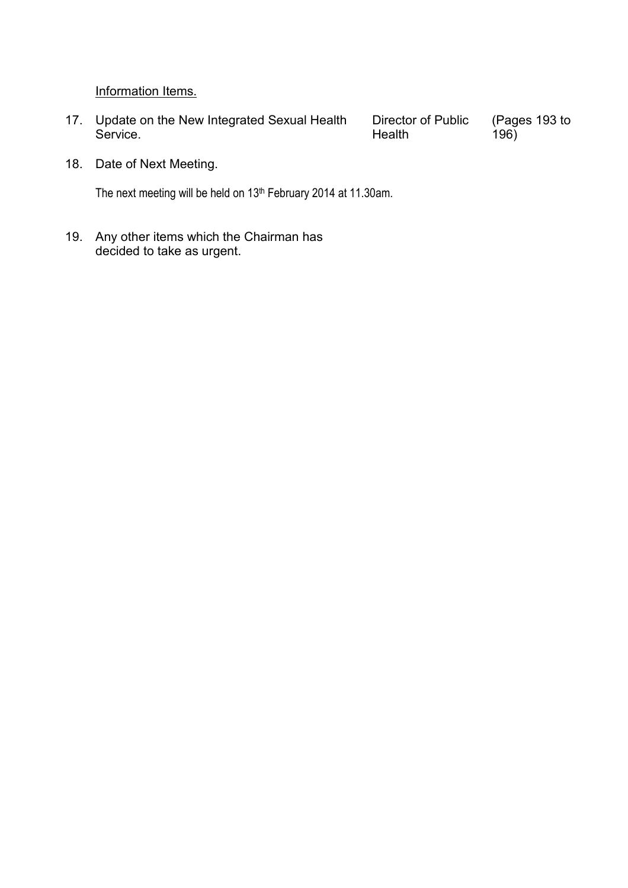Information Items.

| | | | |
|---|---|---|---|
| 17. | Update on the New Integrated Sexual Health Service. | Director of Public Health | (Pages 193 to 196) |

18. Date of Next Meeting.

The next meeting will be held on 13th February 2014 at 11.30am.

19. Any other items which the Chairman has decided to take as urgent.